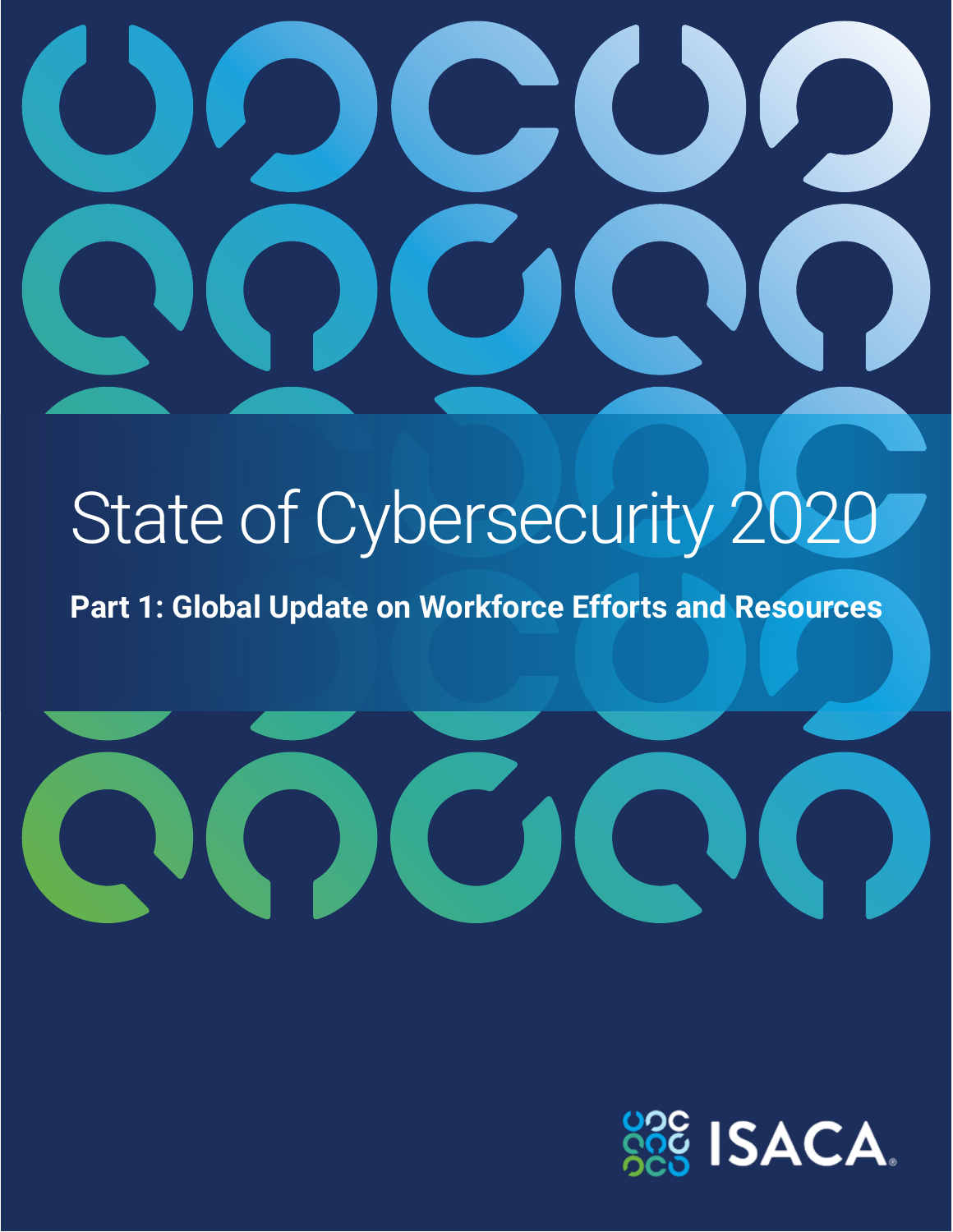# State of Cybersecurity 2020

**Part 1: Global Update on Workforce Efforts and Resources**

ISACA®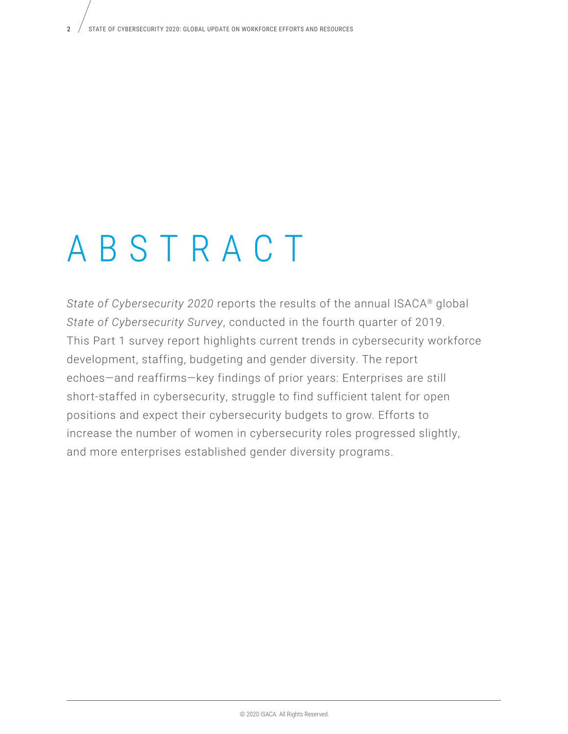# ABSTRACT

*State of Cybersecurity 2020* reports the results of the annual ISACA® global *State of Cybersecurity Survey*, conducted in the fourth quarter of 2019. This Part 1 survey report highlights current trends in cybersecurity workforce development, staffing, budgeting and gender diversity. The report echoes—and reaffirms—key findings of prior years: Enterprises are still short-staffed in cybersecurity, struggle to find sufficient talent for open positions and expect their cybersecurity budgets to grow. Efforts to increase the number of women in cybersecurity roles progressed slightly, and more enterprises established gender diversity programs.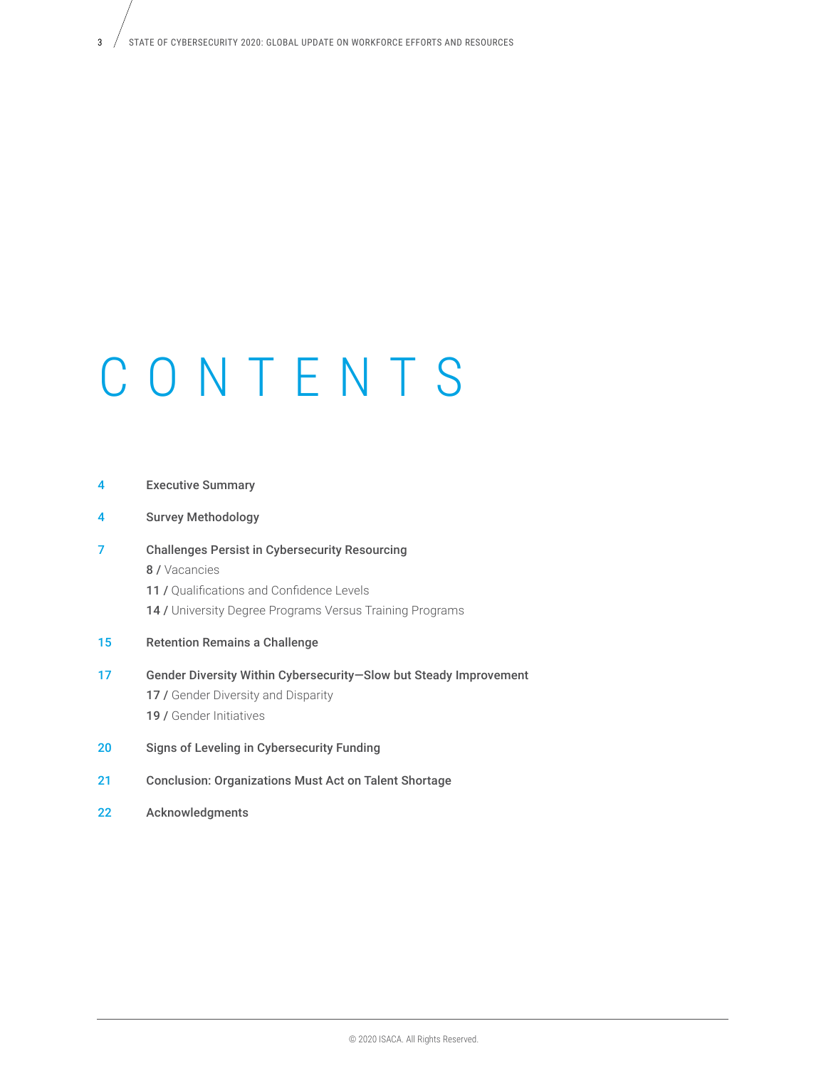# CONTENTS

4 **Executive Summary**

4 **Survey Methodology**

7 **Challenges Persist in Cybersecurity Resourcing**

- **8 /** Vacancies
- **11 /** Qualifications and Confidence Levels
- **14 /** University Degree Programs Versus Training Programs

15 **Retention Remains a Challenge**

17 **Gender Diversity Within Cybersecurity—Slow but Steady Improvement**

- **17 /** Gender Diversity and Disparity
- **19 /** Gender Initiatives

20 **Signs of Leveling in Cybersecurity Funding**

21 **Conclusion: Organizations Must Act on Talent Shortage**

22 **Acknowledgments**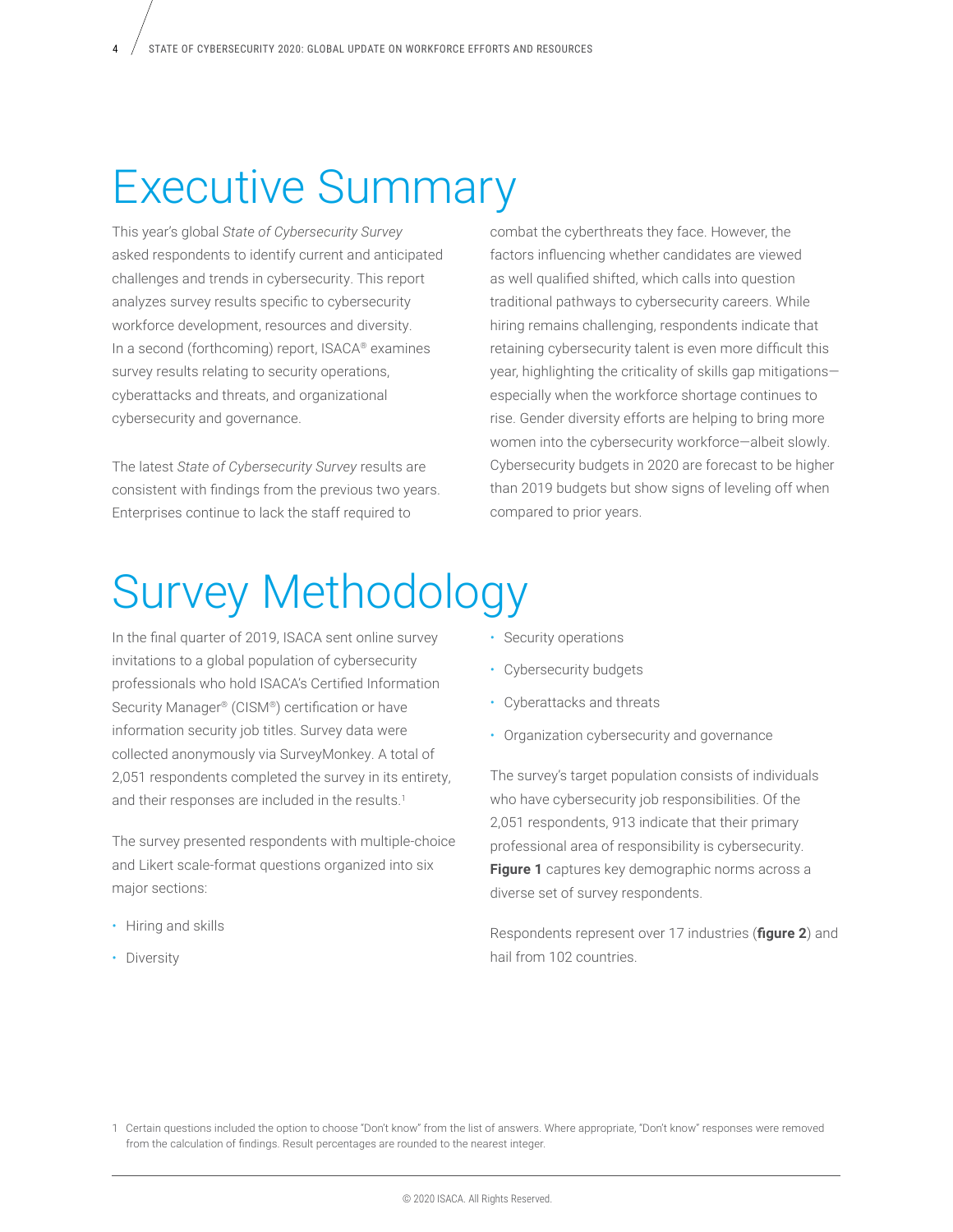# Executive Summary

This year's global *State of Cybersecurity Survey* asked respondents to identify current and anticipated challenges and trends in cybersecurity. This report analyzes survey results specific to cybersecurity workforce development, resources and diversity. In a second (forthcoming) report, ISACA® examines survey results relating to security operations, cyberattacks and threats, and organizational cybersecurity and governance.

The latest *State of Cybersecurity Survey* results are consistent with findings from the previous two years. Enterprises continue to lack the staff required to combat the cyberthreats they face. However, the factors influencing whether candidates are viewed as well qualified shifted, which calls into question traditional pathways to cybersecurity careers. While hiring remains challenging, respondents indicate that retaining cybersecurity talent is even more difficult this year, highlighting the criticality of skills gap mitigations—especially when the workforce shortage continues to rise. Gender diversity efforts are helping to bring more women into the cybersecurity workforce—albeit slowly. Cybersecurity budgets in 2020 are forecast to be higher than 2019 budgets but show signs of leveling off when compared to prior years.

# Survey Methodology

In the final quarter of 2019, ISACA sent online survey invitations to a global population of cybersecurity professionals who hold ISACA's Certified Information Security Manager® (CISM®) certification or have information security job titles. Survey data were collected anonymously via SurveyMonkey. A total of 2,051 respondents completed the survey in its entirety, and their responses are included in the results.[1]

The survey presented respondents with multiple-choice and Likert scale-format questions organized into six major sections:

- Hiring and skills
- Diversity
- Security operations
- Cybersecurity budgets
- Cyberattacks and threats
- Organization cybersecurity and governance

The survey's target population consists of individuals who have cybersecurity job responsibilities. Of the 2,051 respondents, 913 indicate that their primary professional area of responsibility is cybersecurity. **Figure 1** captures key demographic norms across a diverse set of survey respondents.

Respondents represent over 17 industries (**figure 2**) and hail from 102 countries.

1 Certain questions included the option to choose "Don't know" from the list of answers. Where appropriate, "Don't know" responses were removed from the calculation of findings. Result percentages are rounded to the nearest integer.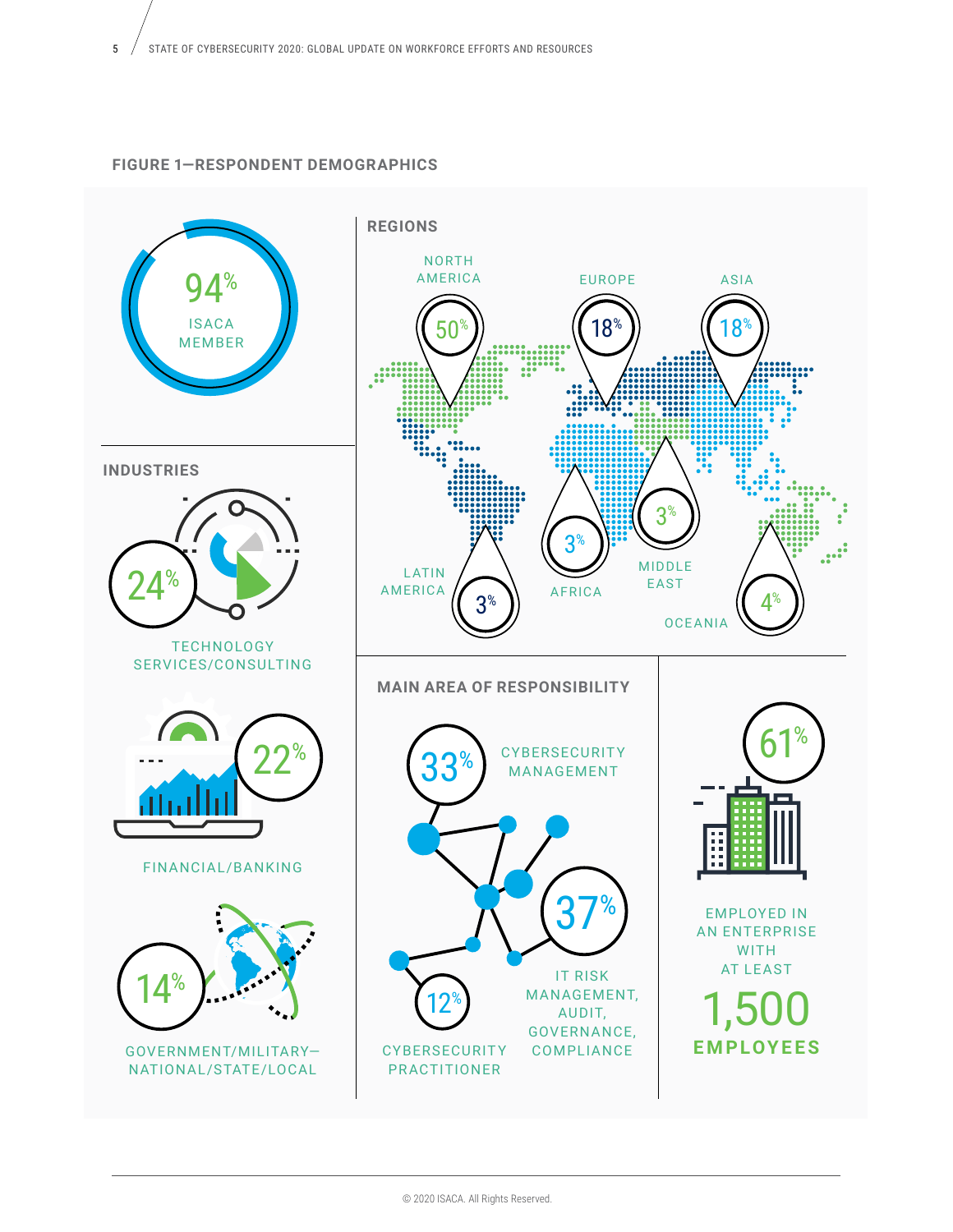**FIGURE 1—RESPONDENT DEMOGRAPHICS**

94% ISACA MEMBER

### INDUSTRIES

24% TECHNOLOGY SERVICES/CONSULTING

22% FINANCIAL/BANKING

14% GOVERNMENT/MILITARY—NATIONAL/STATE/LOCAL

### REGIONS

- NORTH AMERICA 50%
- EUROPE 18%
- ASIA 18%
- LATIN AMERICA 3%
- AFRICA 3%
- MIDDLE EAST 3%
- OCEANIA 4%

### MAIN AREA OF RESPONSIBILITY

- 33% CYBERSECURITY MANAGEMENT
- 37% IT RISK MANAGEMENT, AUDIT, GOVERNANCE, COMPLIANCE
- 12% CYBERSECURITY PRACTITIONER

61% EMPLOYED IN AN ENTERPRISE WITH AT LEAST 1,500 **EMPLOYEES**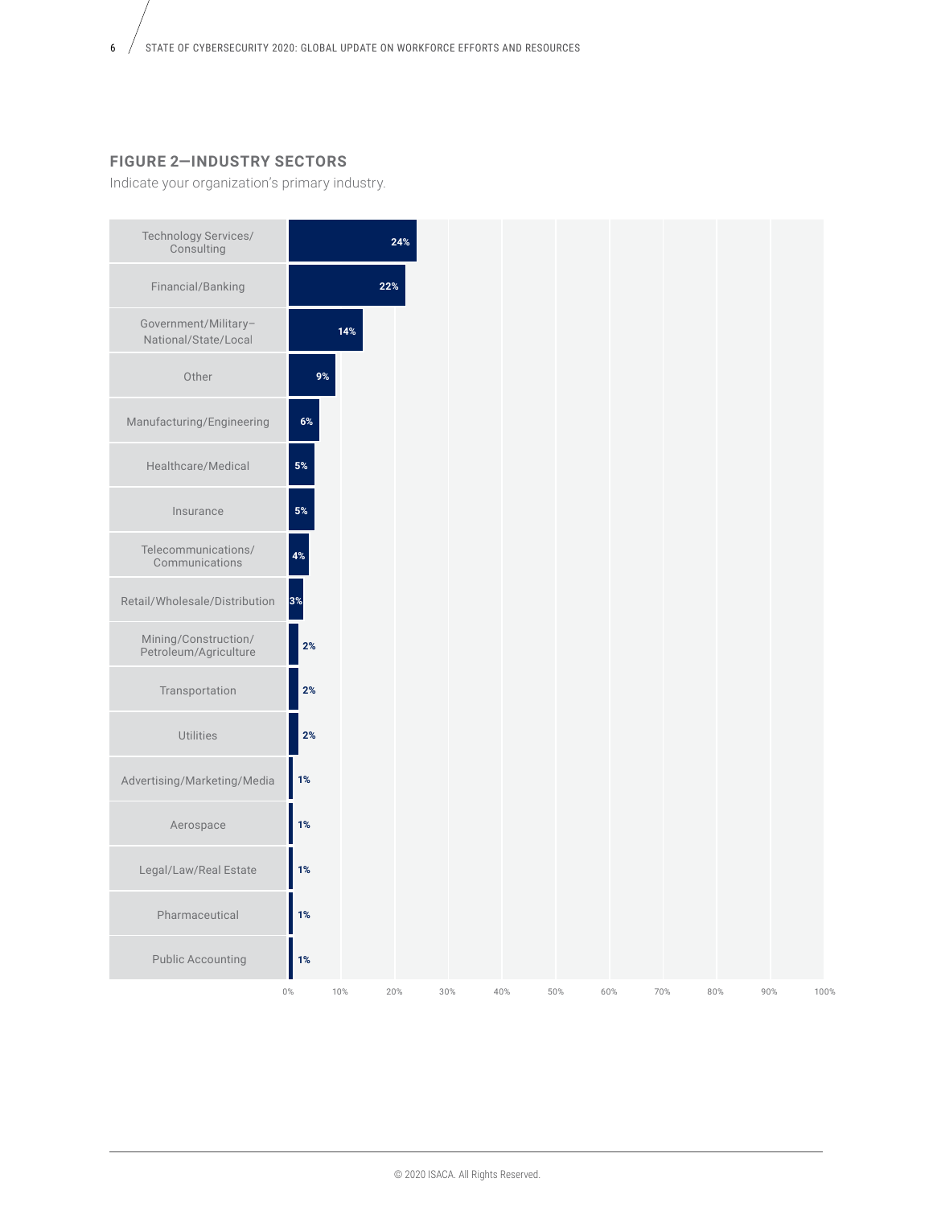## FIGURE 2—INDUSTRY SECTORS

Indicate your organization's primary industry.

| Industry | Percentage |
| --- | --- |
| Technology Services/ Consulting | 24% |
| Financial/Banking | 22% |
| Government/Military– National/State/Local | 14% |
| Other | 9% |
| Manufacturing/Engineering | 6% |
| Healthcare/Medical | 5% |
| Insurance | 5% |
| Telecommunications/ Communications | 4% |
| Retail/Wholesale/Distribution | 3% |
| Mining/Construction/ Petroleum/Agriculture | 2% |
| Transportation | 2% |
| Utilities | 2% |
| Advertising/Marketing/Media | 1% |
| Aerospace | 1% |
| Legal/Law/Real Estate | 1% |
| Pharmaceutical | 1% |
| Public Accounting | 1% |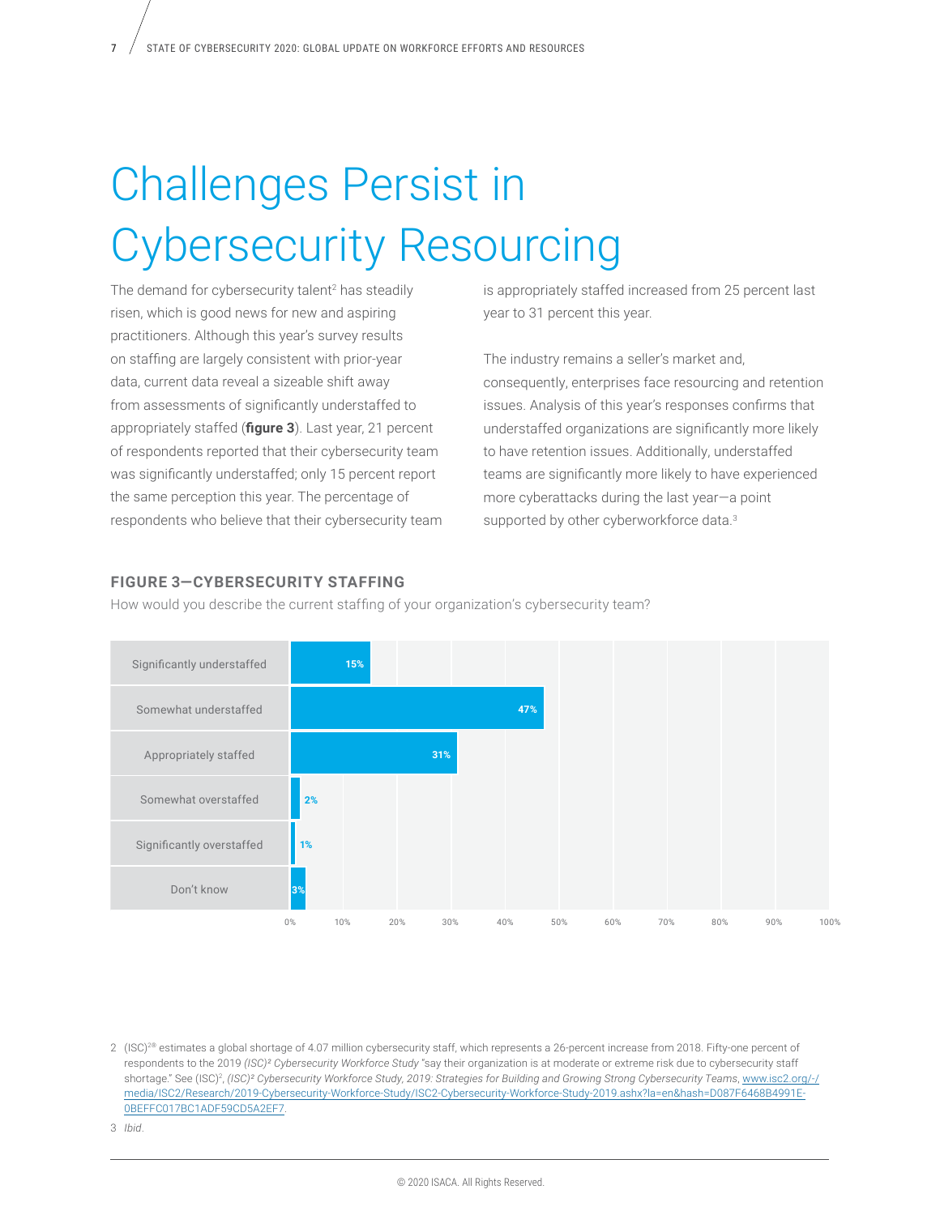# Challenges Persist in Cybersecurity Resourcing

The demand for cybersecurity talent[2] has steadily risen, which is good news for new and aspiring practitioners. Although this year's survey results on staffing are largely consistent with prior-year data, current data reveal a sizeable shift away from assessments of significantly understaffed to appropriately staffed (**figure 3**). Last year, 21 percent of respondents reported that their cybersecurity team was significantly understaffed; only 15 percent report the same perception this year. The percentage of respondents who believe that their cybersecurity team is appropriately staffed increased from 25 percent last year to 31 percent this year.

The industry remains a seller's market and, consequently, enterprises face resourcing and retention issues. Analysis of this year's responses confirms that understaffed organizations are significantly more likely to have retention issues. Additionally, understaffed teams are significantly more likely to have experienced more cyberattacks during the last year—a point supported by other cyberworkforce data.[3]

**FIGURE 3—CYBERSECURITY STAFFING**

How would you describe the current staffing of your organization's cybersecurity team?

| Response | Percentage |
|---|---|
| Significantly understaffed | 15% |
| Somewhat understaffed | 47% |
| Appropriately staffed | 31% |
| Somewhat overstaffed | 2% |
| Significantly overstaffed | 1% |
| Don't know | 3% |

2 (ISC)²® estimates a global shortage of 4.07 million cybersecurity staff, which represents a 26-percent increase from 2018. Fifty-one percent of respondents to the 2019 *(ISC)² Cybersecurity Workforce Study* "say their organization is at moderate or extreme risk due to cybersecurity staff shortage." See (ISC)², *(ISC)² Cybersecurity Workforce Study, 2019: Strategies for Building and Growing Strong Cybersecurity Teams*, www.isc2.org/-/media/ISC2/Research/2019-Cybersecurity-Workforce-Study/ISC2-Cybersecurity-Workforce-Study-2019.ashx?la=en&hash=D087F6468B4991E0BEFFC017BC1ADF59CD5A2EF7.

3 *Ibid*.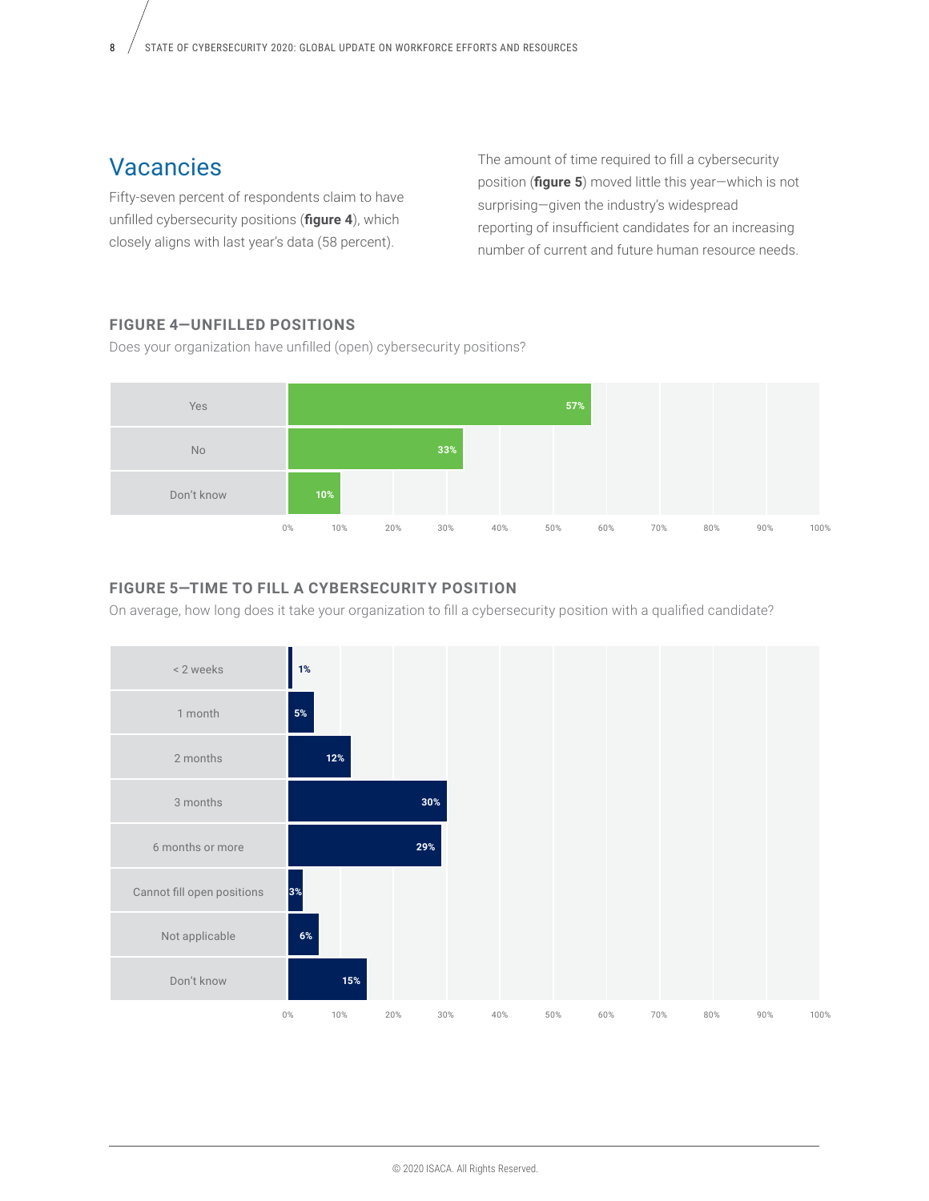## Vacancies

Fifty-seven percent of respondents claim to have unfilled cybersecurity positions (**figure 4**), which closely aligns with last year's data (58 percent).

The amount of time required to fill a cybersecurity position (**figure 5**) moved little this year—which is not surprising—given the industry's widespread reporting of insufficient candidates for an increasing number of current and future human resource needs.

### FIGURE 4—UNFILLED POSITIONS

Does your organization have unfilled (open) cybersecurity positions?

| Response | Percentage |
|---|---|
| Yes | 57% |
| No | 33% |
| Don't know | 10% |

### FIGURE 5—TIME TO FILL A CYBERSECURITY POSITION

On average, how long does it take your organization to fill a cybersecurity position with a qualified candidate?

| Response | Percentage |
|---|---|
| < 2 weeks | 1% |
| 1 month | 5% |
| 2 months | 12% |
| 3 months | 30% |
| 6 months or more | 29% |
| Cannot fill open positions | 3% |
| Not applicable | 6% |
| Don't know | 15% |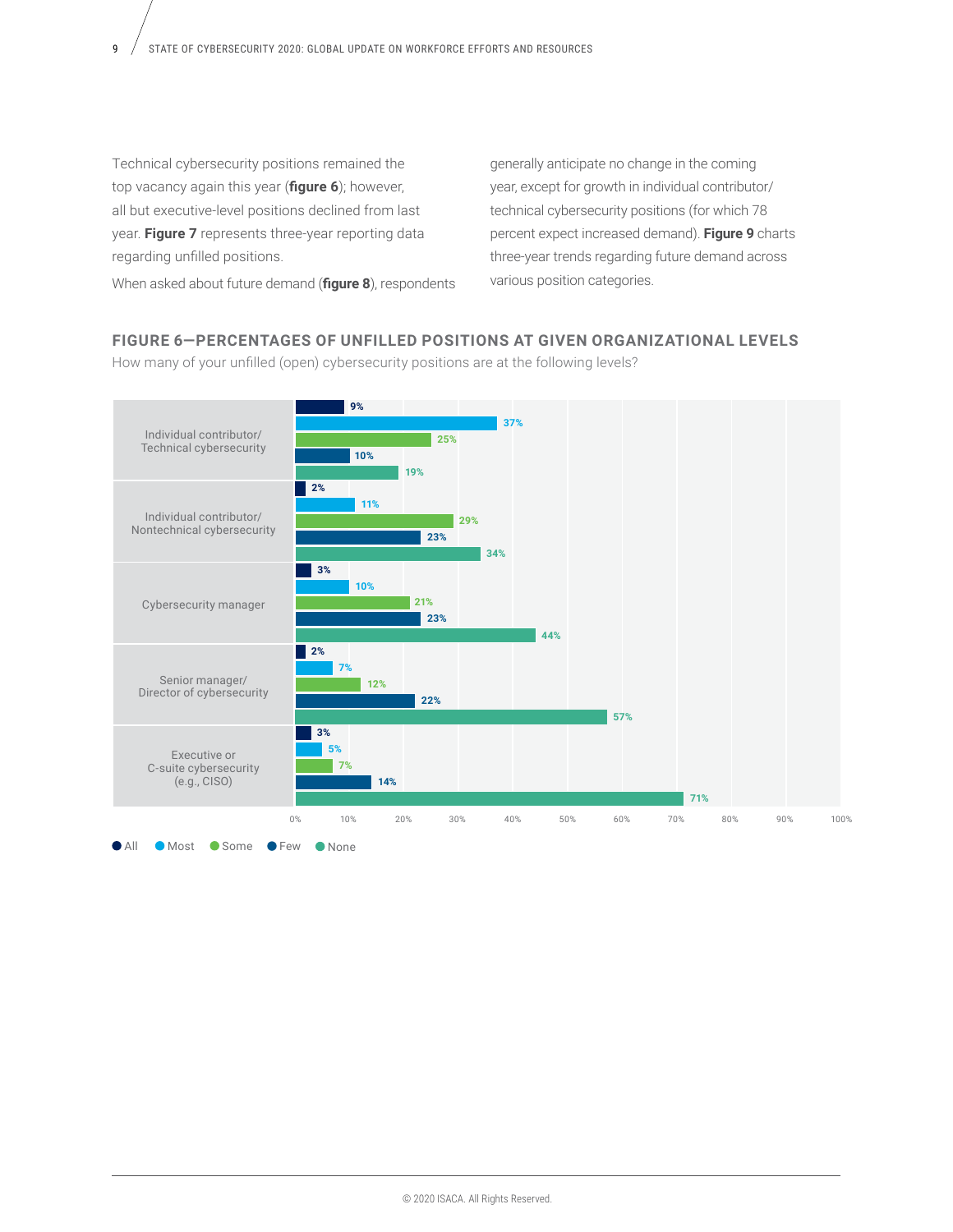Technical cybersecurity positions remained the top vacancy again this year (**figure 6**); however, all but executive-level positions declined from last year. **Figure 7** represents three-year reporting data regarding unfilled positions.

When asked about future demand (**figure 8**), respondents generally anticipate no change in the coming year, except for growth in individual contributor/technical cybersecurity positions (for which 78 percent expect increased demand). **Figure 9** charts three-year trends regarding future demand across various position categories.

## FIGURE 6—PERCENTAGES OF UNFILLED POSITIONS AT GIVEN ORGANIZATIONAL LEVELS

How many of your unfilled (open) cybersecurity positions are at the following levels?

| Level | All | Most | Some | Few | None |
|---|---|---|---|---|---|
| Individual contributor/ Technical cybersecurity | 9% | 37% | 25% | 10% | 19% |
| Individual contributor/ Nontechnical cybersecurity | 2% | 11% | 29% | 23% | 34% |
| Cybersecurity manager | 3% | 10% | 21% | 23% | 44% |
| Senior manager/ Director of cybersecurity | 2% | 7% | 12% | 22% | 57% |
| Executive or C-suite cybersecurity (e.g., CISO) | 3% | 5% | 7% | 14% | 71% |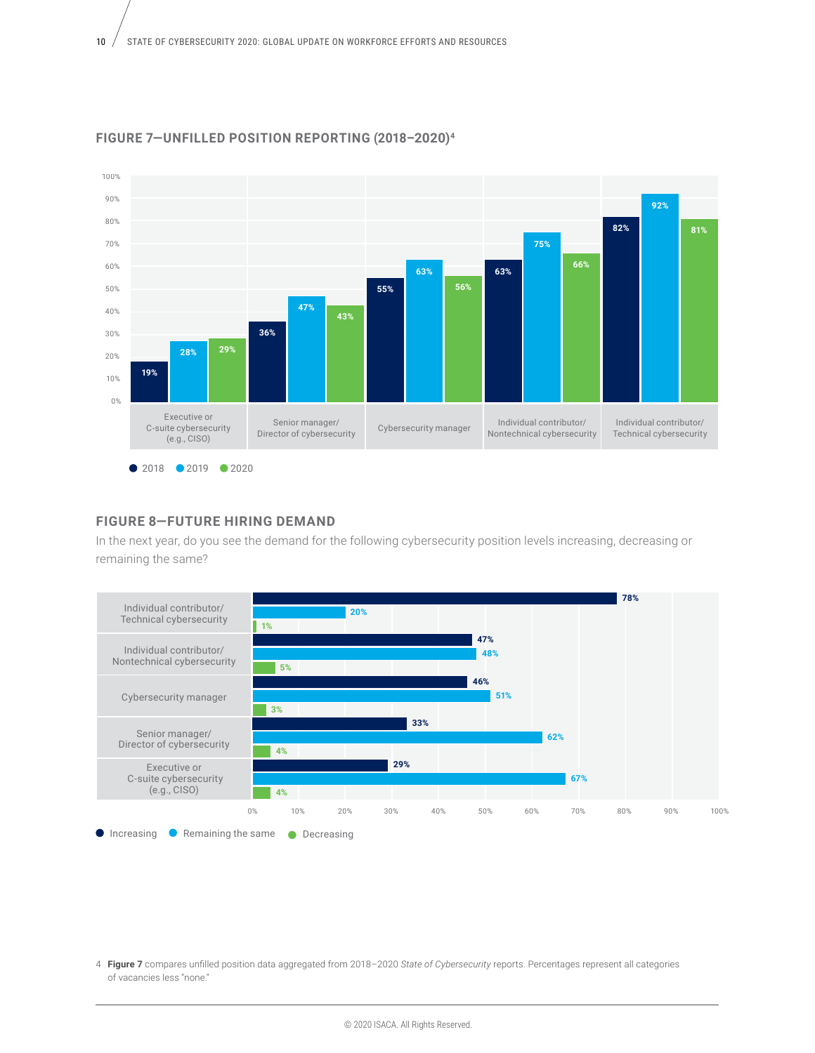## FIGURE 7—UNFILLED POSITION REPORTING (2018–2020)[4]

| | 2018 | 2019 | 2020 |
|---|---|---|---|
| Executive or C-suite cybersecurity (e.g., CISO) | 19% | 28% | 29% |
| Senior manager/ Director of cybersecurity | 36% | 47% | 43% |
| Cybersecurity manager | 55% | 63% | 56% |
| Individual contributor/ Nontechnical cybersecurity | 63% | 75% | 66% |
| Individual contributor/ Technical cybersecurity | 82% | 92% | 81% |

## FIGURE 8—FUTURE HIRING DEMAND

In the next year, do you see the demand for the following cybersecurity position levels increasing, decreasing or remaining the same?

| | Increasing | Remaining the same | Decreasing |
|---|---|---|---|
| Individual contributor/ Technical cybersecurity | 78% | 20% | 1% |
| Individual contributor/ Nontechnical cybersecurity | 47% | 48% | 5% |
| Cybersecurity manager | 46% | 51% | 3% |
| Senior manager/ Director of cybersecurity | 33% | 62% | 4% |
| Executive or C-suite cybersecurity (e.g., CISO) | 29% | 67% | 4% |

4 **Figure 7** compares unfilled position data aggregated from 2018–2020 *State of Cybersecurity* reports. Percentages represent all categories of vacancies less "none."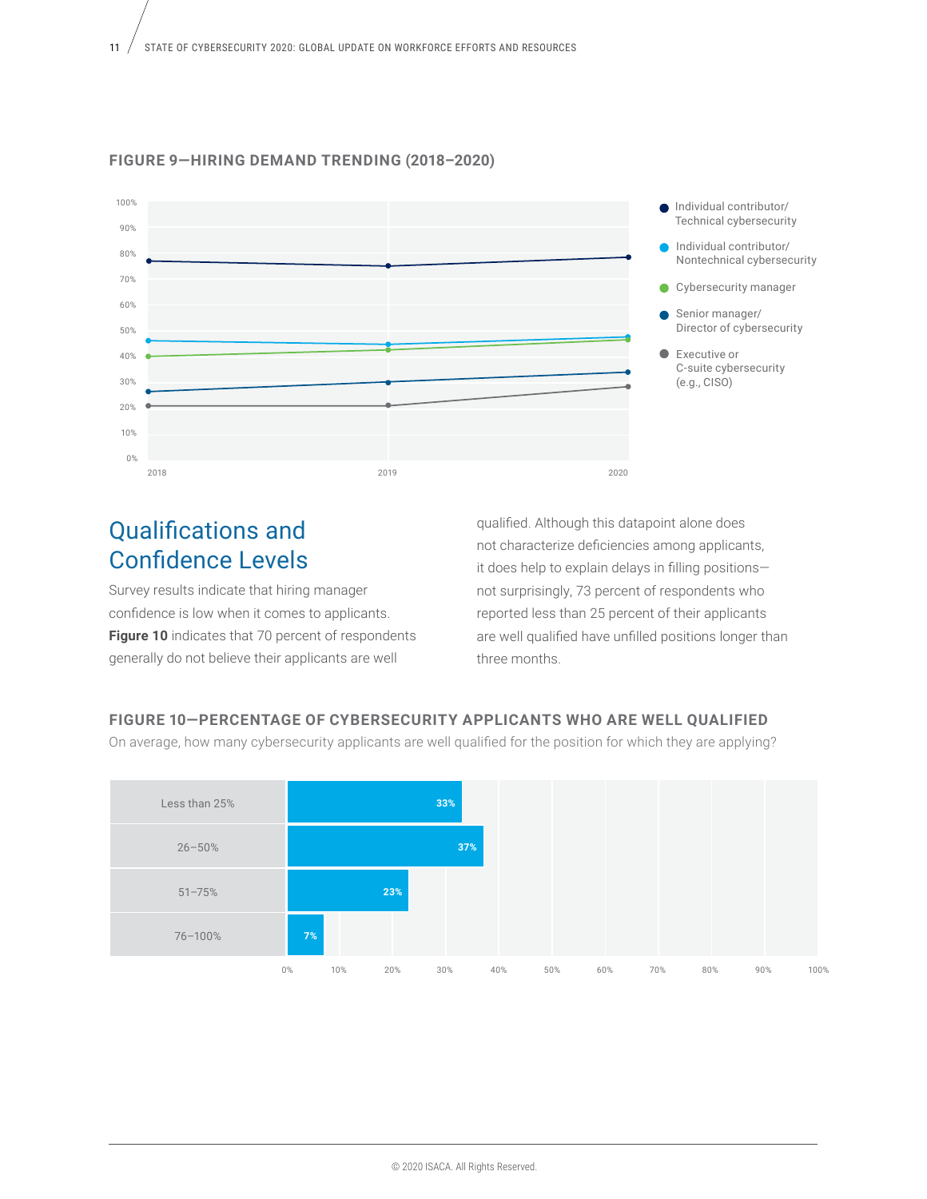**FIGURE 9—HIRING DEMAND TRENDING (2018–2020)**

| | 2018 | 2019 | 2020 |
|---|---|---|---|
| Individual contributor/Technical cybersecurity | | | |
| Individual contributor/Nontechnical cybersecurity | | | |
| Cybersecurity manager | | | |
| Senior manager/Director of cybersecurity | | | |
| Executive or C-suite cybersecurity (e.g., CISO) | | | |

## Qualifications and Confidence Levels

Survey results indicate that hiring manager confidence is low when it comes to applicants. **Figure 10** indicates that 70 percent of respondents generally do not believe their applicants are well qualified. Although this datapoint alone does not characterize deficiencies among applicants, it does help to explain delays in filling positions—not surprisingly, 73 percent of respondents who reported less than 25 percent of their applicants are well qualified have unfilled positions longer than three months.

**FIGURE 10—PERCENTAGE OF CYBERSECURITY APPLICANTS WHO ARE WELL QUALIFIED**

On average, how many cybersecurity applicants are well qualified for the position for which they are applying?

| Response | Percentage |
|---|---|
| Less than 25% | 33% |
| 26–50% | 37% |
| 51–75% | 23% |
| 76–100% | 7% |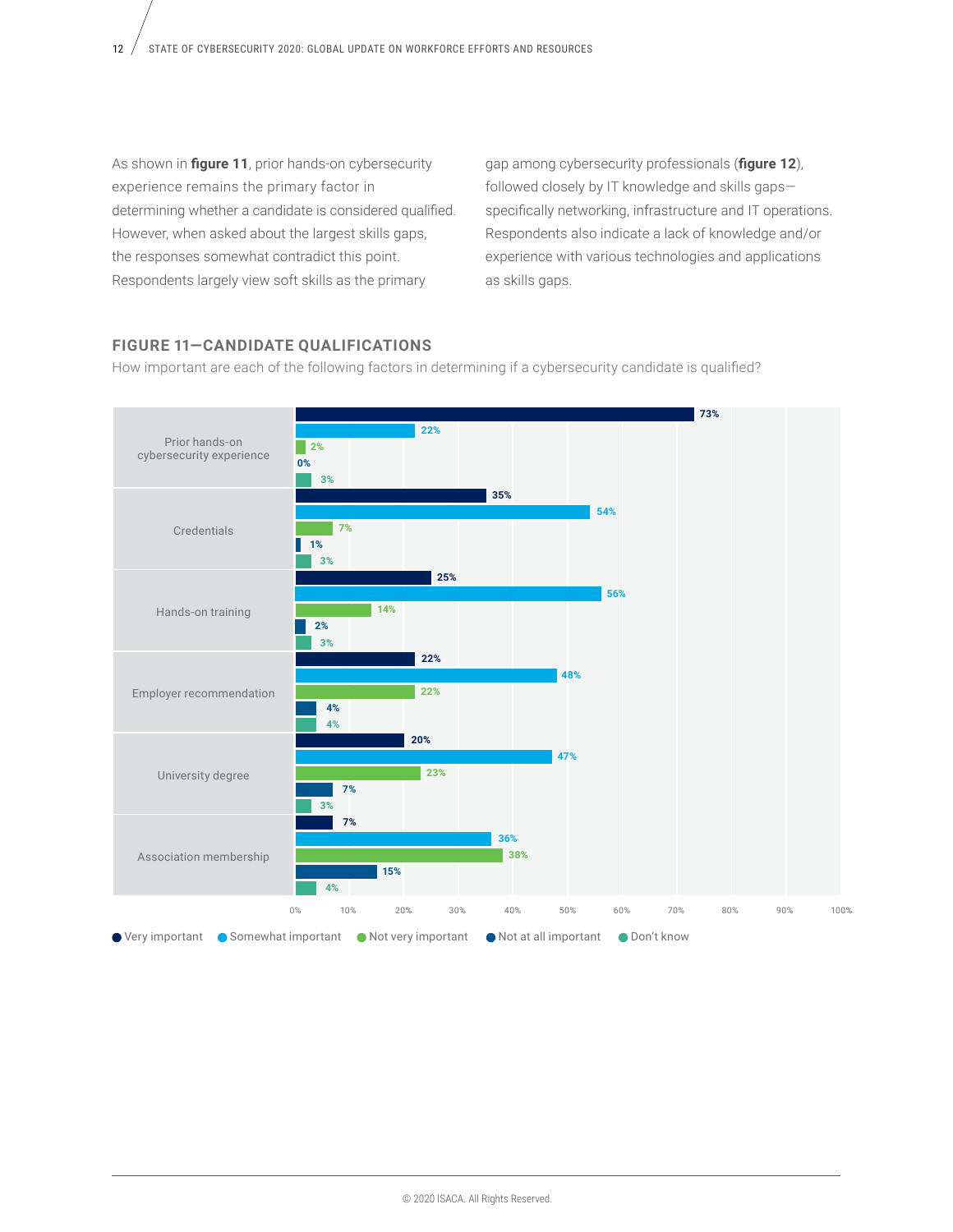As shown in **figure 11**, prior hands-on cybersecurity experience remains the primary factor in determining whether a candidate is considered qualified. However, when asked about the largest skills gaps, the responses somewhat contradict this point. Respondents largely view soft skills as the primary gap among cybersecurity professionals (**figure 12**), followed closely by IT knowledge and skills gaps—specifically networking, infrastructure and IT operations. Respondents also indicate a lack of knowledge and/or experience with various technologies and applications as skills gaps.

### FIGURE 11—CANDIDATE QUALIFICATIONS

How important are each of the following factors in determining if a cybersecurity candidate is qualified?

| Factor | Very important | Somewhat important | Not very important | Not at all important | Don't know |
|---|---|---|---|---|---|
| Prior hands-on cybersecurity experience | 73% | 22% | 2% | 0% | 3% |
| Credentials | 35% | 54% | 7% | 1% | 3% |
| Hands-on training | 25% | 56% | 14% | 2% | 3% |
| Employer recommendation | 22% | 48% | 22% | 4% | 4% |
| University degree | 20% | 47% | 23% | 7% | 3% |
| Association membership | 7% | 36% | 38% | 15% | 4% |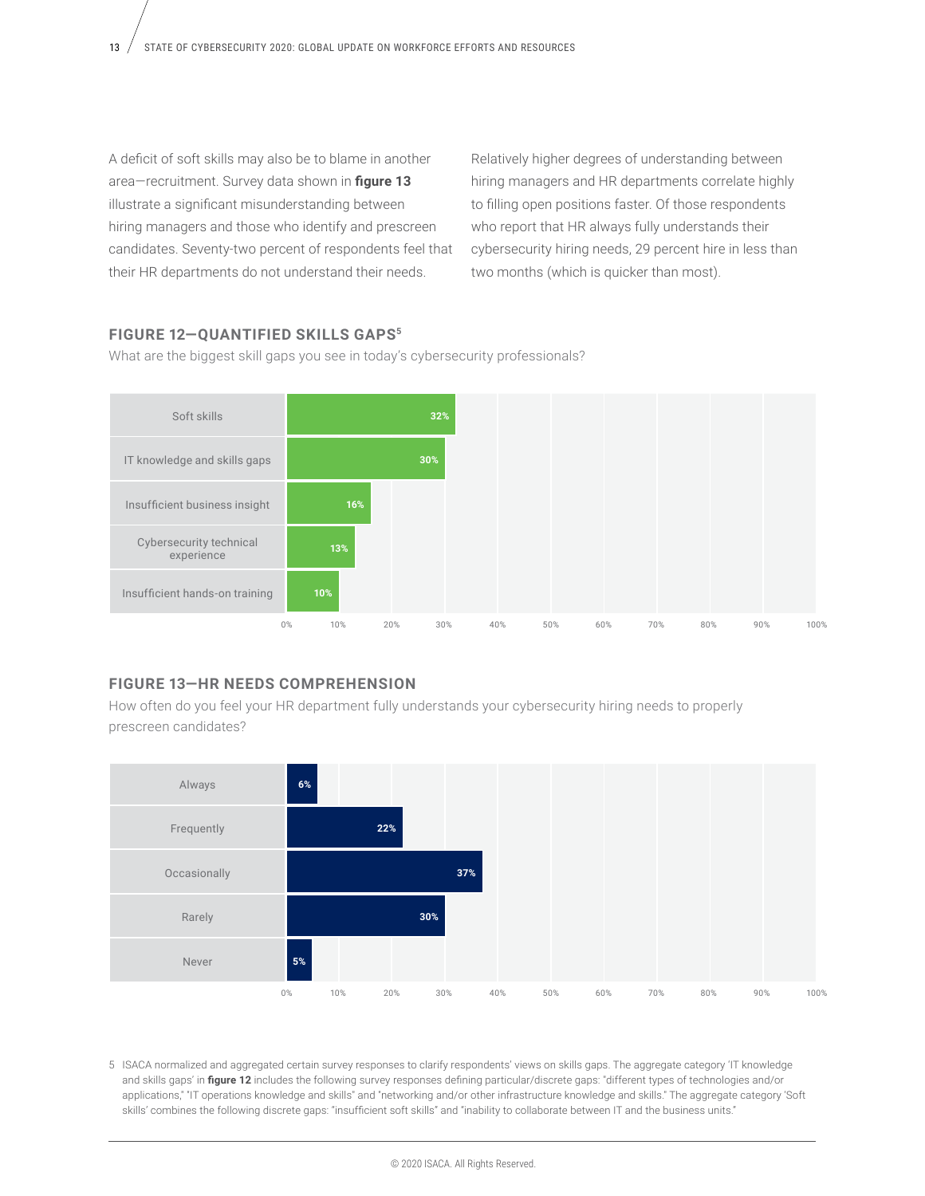A deficit of soft skills may also be to blame in another area—recruitment. Survey data shown in **figure 13** illustrate a significant misunderstanding between hiring managers and those who identify and prescreen candidates. Seventy-two percent of respondents feel that their HR departments do not understand their needs.

Relatively higher degrees of understanding between hiring managers and HR departments correlate highly to filling open positions faster. Of those respondents who report that HR always fully understands their cybersecurity hiring needs, 29 percent hire in less than two months (which is quicker than most).

## FIGURE 12—QUANTIFIED SKILLS GAPS[5]

What are the biggest skill gaps you see in today's cybersecurity professionals?

| Skill gap | Percentage |
|---|---|
| Soft skills | 32% |
| IT knowledge and skills gaps | 30% |
| Insufficient business insight | 16% |
| Cybersecurity technical experience | 13% |
| Insufficient hands-on training | 10% |

## FIGURE 13—HR NEEDS COMPREHENSION

How often do you feel your HR department fully understands your cybersecurity hiring needs to properly prescreen candidates?

| Response | Percentage |
|---|---|
| Always | 6% |
| Frequently | 22% |
| Occasionally | 37% |
| Rarely | 30% |
| Never | 5% |

5 ISACA normalized and aggregated certain survey responses to clarify respondents' views on skills gaps. The aggregate category 'IT knowledge and skills gaps' in **figure 12** includes the following survey responses defining particular/discrete gaps: "different types of technologies and/or applications," "IT operations knowledge and skills" and "networking and/or other infrastructure knowledge and skills." The aggregate category 'Soft skills' combines the following discrete gaps: "insufficient soft skills" and "inability to collaborate between IT and the business units."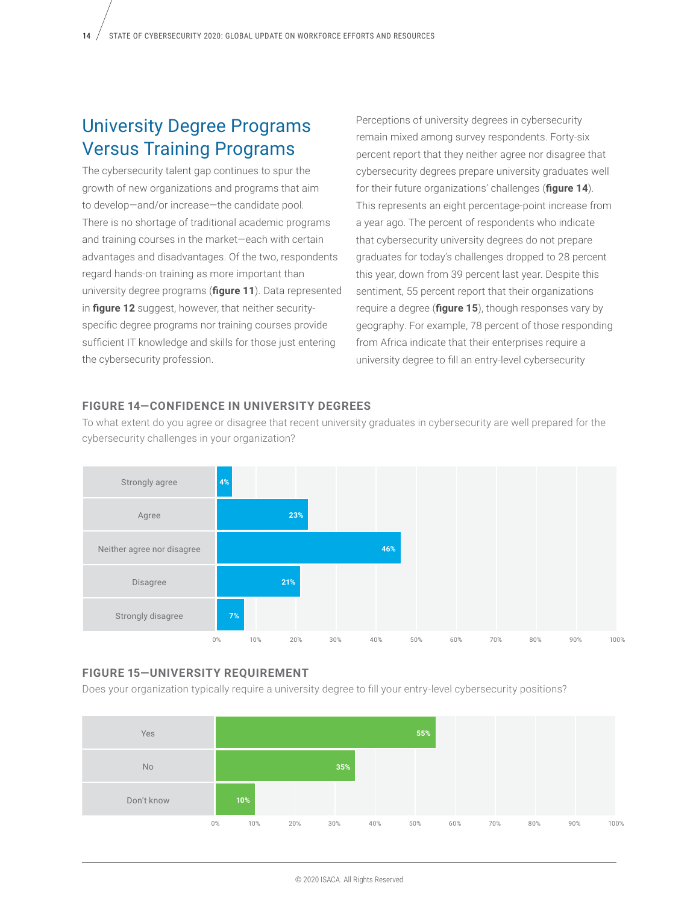## University Degree Programs Versus Training Programs

The cybersecurity talent gap continues to spur the growth of new organizations and programs that aim to develop—and/or increase—the candidate pool. There is no shortage of traditional academic programs and training courses in the market—each with certain advantages and disadvantages. Of the two, respondents regard hands-on training as more important than university degree programs (**figure 11**). Data represented in **figure 12** suggest, however, that neither security-specific degree programs nor training courses provide sufficient IT knowledge and skills for those just entering the cybersecurity profession.

Perceptions of university degrees in cybersecurity remain mixed among survey respondents. Forty-six percent report that they neither agree nor disagree that cybersecurity degrees prepare university graduates well for their future organizations' challenges (**figure 14**). This represents an eight percentage-point increase from a year ago. The percent of respondents who indicate that cybersecurity university degrees do not prepare graduates for today's challenges dropped to 28 percent this year, down from 39 percent last year. Despite this sentiment, 55 percent report that their organizations require a degree (**figure 15**), though responses vary by geography. For example, 78 percent of those responding from Africa indicate that their enterprises require a university degree to fill an entry-level cybersecurity

### FIGURE 14—CONFIDENCE IN UNIVERSITY DEGREES

To what extent do you agree or disagree that recent university graduates in cybersecurity are well prepared for the cybersecurity challenges in your organization?

| Response | Percent |
|---|---|
| Strongly agree | 4% |
| Agree | 23% |
| Neither agree nor disagree | 46% |
| Disagree | 21% |
| Strongly disagree | 7% |

### FIGURE 15—UNIVERSITY REQUIREMENT

Does your organization typically require a university degree to fill your entry-level cybersecurity positions?

| Response | Percent |
|---|---|
| Yes | 55% |
| No | 35% |
| Don't know | 10% |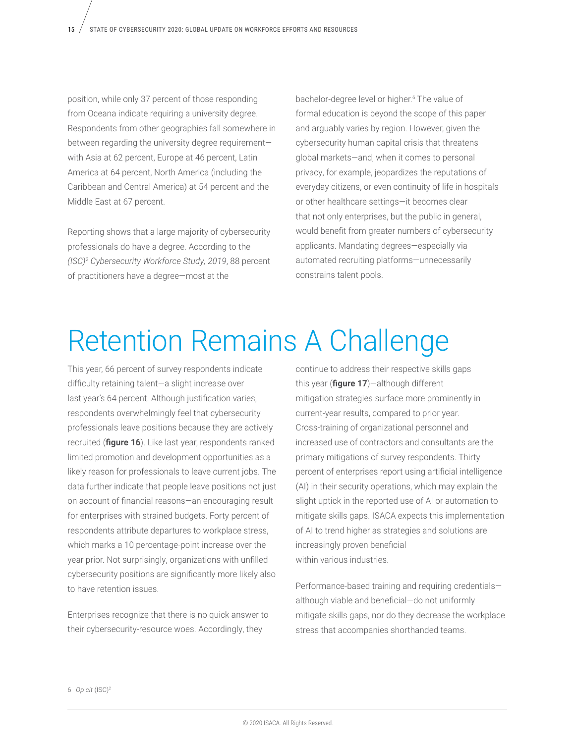position, while only 37 percent of those responding from Oceana indicate requiring a university degree. Respondents from other geographies fall somewhere in between regarding the university degree requirement—with Asia at 62 percent, Europe at 46 percent, Latin America at 64 percent, North America (including the Caribbean and Central America) at 54 percent and the Middle East at 67 percent.

Reporting shows that a large majority of cybersecurity professionals do have a degree. According to the *(ISC)² Cybersecurity Workforce Study, 2019*, 88 percent of practitioners have a degree—most at the bachelor-degree level or higher.[6] The value of formal education is beyond the scope of this paper and arguably varies by region. However, given the cybersecurity human capital crisis that threatens global markets—and, when it comes to personal privacy, for example, jeopardizes the reputations of everyday citizens, or even continuity of life in hospitals or other healthcare settings—it becomes clear that not only enterprises, but the public in general, would benefit from greater numbers of cybersecurity applicants. Mandating degrees—especially via automated recruiting platforms—unnecessarily constrains talent pools.

# Retention Remains A Challenge

This year, 66 percent of survey respondents indicate difficulty retaining talent—a slight increase over last year's 64 percent. Although justification varies, respondents overwhelmingly feel that cybersecurity professionals leave positions because they are actively recruited (**figure 16**). Like last year, respondents ranked limited promotion and development opportunities as a likely reason for professionals to leave current jobs. The data further indicate that people leave positions not just on account of financial reasons—an encouraging result for enterprises with strained budgets. Forty percent of respondents attribute departures to workplace stress, which marks a 10 percentage-point increase over the year prior. Not surprisingly, organizations with unfilled cybersecurity positions are significantly more likely also to have retention issues.

Enterprises recognize that there is no quick answer to their cybersecurity-resource woes. Accordingly, they continue to address their respective skills gaps this year (**figure 17**)—although different mitigation strategies surface more prominently in current-year results, compared to prior year. Cross-training of organizational personnel and increased use of contractors and consultants are the primary mitigations of survey respondents. Thirty percent of enterprises report using artificial intelligence (AI) in their security operations, which may explain the slight uptick in the reported use of AI or automation to mitigate skills gaps. ISACA expects this implementation of AI to trend higher as strategies and solutions are increasingly proven beneficial within various industries.

Performance-based training and requiring credentials—although viable and beneficial—do not uniformly mitigate skills gaps, nor do they decrease the workplace stress that accompanies shorthanded teams.

6 *Op cit* (ISC)²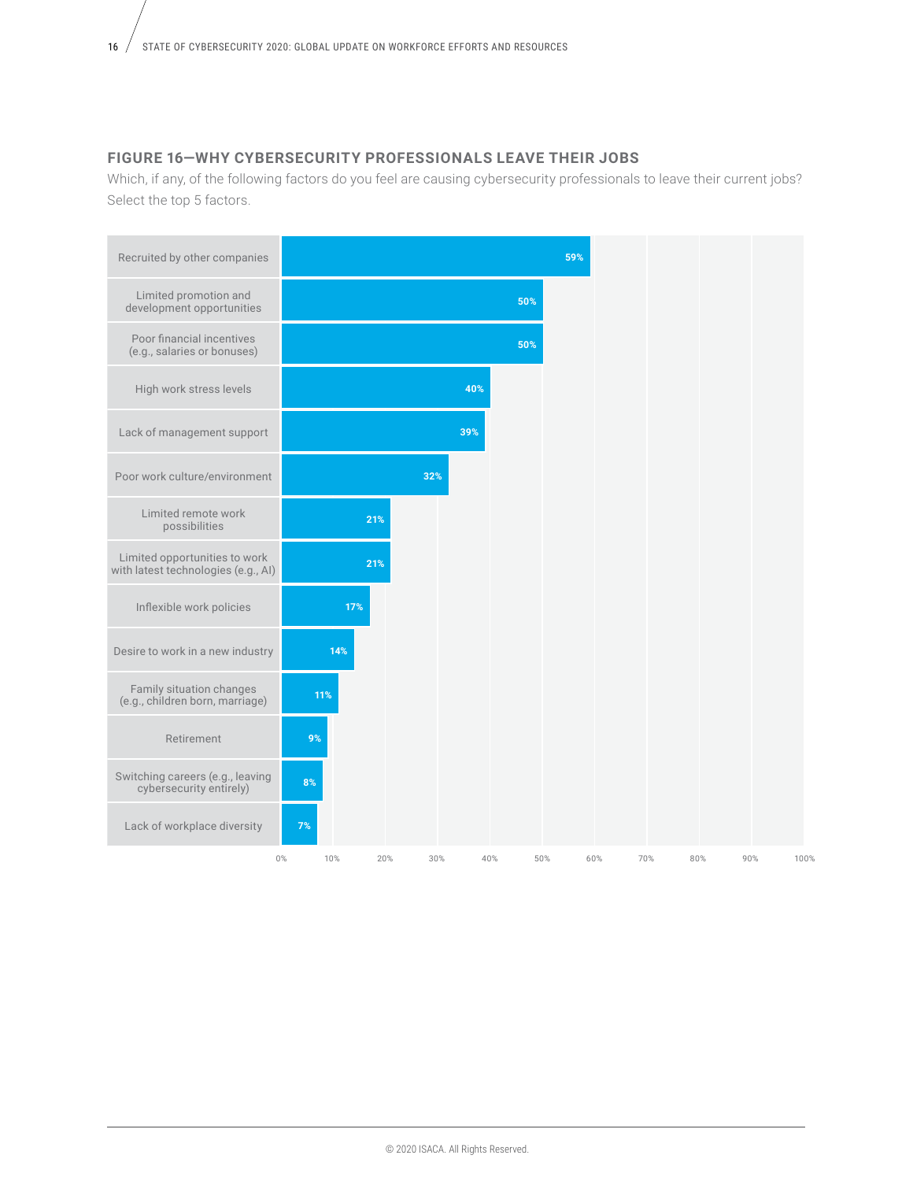### FIGURE 16—WHY CYBERSECURITY PROFESSIONALS LEAVE THEIR JOBS

Which, if any, of the following factors do you feel are causing cybersecurity professionals to leave their current jobs? Select the top 5 factors.

| Factor | Percentage |
|---|---|
| Recruited by other companies | 59% |
| Limited promotion and development opportunities | 50% |
| Poor financial incentives (e.g., salaries or bonuses) | 50% |
| High work stress levels | 40% |
| Lack of management support | 39% |
| Poor work culture/environment | 32% |
| Limited remote work possibilities | 21% |
| Limited opportunities to work with latest technologies (e.g., AI) | 21% |
| Inflexible work policies | 17% |
| Desire to work in a new industry | 14% |
| Family situation changes (e.g., children born, marriage) | 11% |
| Retirement | 9% |
| Switching careers (e.g., leaving cybersecurity entirely) | 8% |
| Lack of workplace diversity | 7% |

© 2020 ISACA. All Rights Reserved.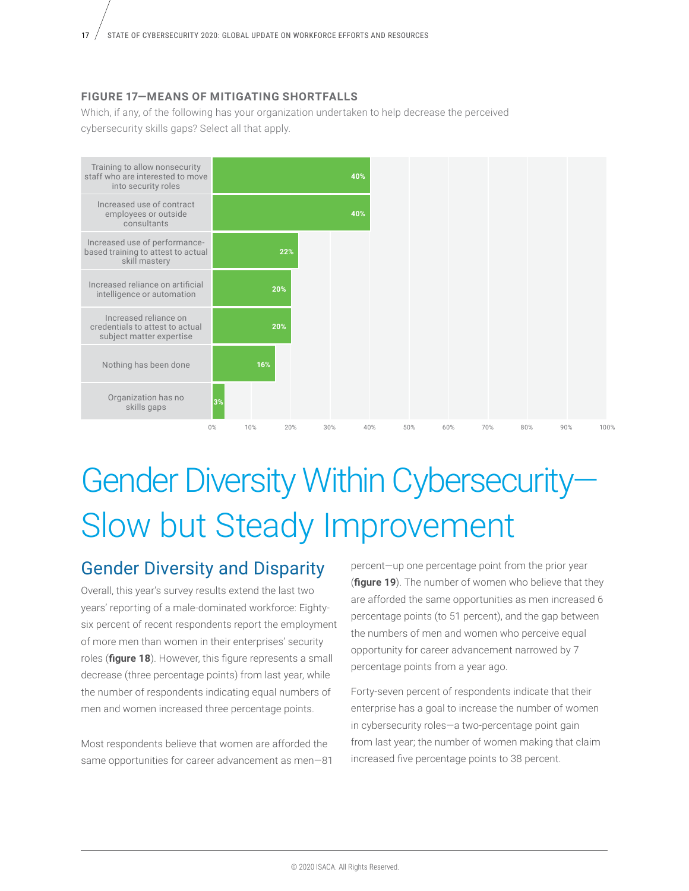#### FIGURE 17—MEANS OF MITIGATING SHORTFALLS

Which, if any, of the following has your organization undertaken to help decrease the perceived cybersecurity skills gaps? Select all that apply.

| Response | Percentage |
| --- | --- |
| Training to allow nonsecurity staff who are interested to move into security roles | 40% |
| Increased use of contract employees or outside consultants | 40% |
| Increased use of performance-based training to attest to actual skill mastery | 22% |
| Increased reliance on artificial intelligence or automation | 20% |
| Increased reliance on credentials to attest to actual subject matter expertise | 20% |
| Nothing has been done | 16% |
| Organization has no skills gaps | 3% |

# Gender Diversity Within Cybersecurity—Slow but Steady Improvement

## Gender Diversity and Disparity

Overall, this year's survey results extend the last two years' reporting of a male-dominated workforce: Eighty-six percent of recent respondents report the employment of more men than women in their enterprises' security roles (**figure 18**). However, this figure represents a small decrease (three percentage points) from last year, while the number of respondents indicating equal numbers of men and women increased three percentage points.

Most respondents believe that women are afforded the same opportunities for career advancement as men—81 percent—up one percentage point from the prior year (**figure 19**). The number of women who believe that they are afforded the same opportunities as men increased 6 percentage points (to 51 percent), and the gap between the numbers of men and women who perceive equal opportunity for career advancement narrowed by 7 percentage points from a year ago.

Forty-seven percent of respondents indicate that their enterprise has a goal to increase the number of women in cybersecurity roles—a two-percentage point gain from last year; the number of women making that claim increased five percentage points to 38 percent.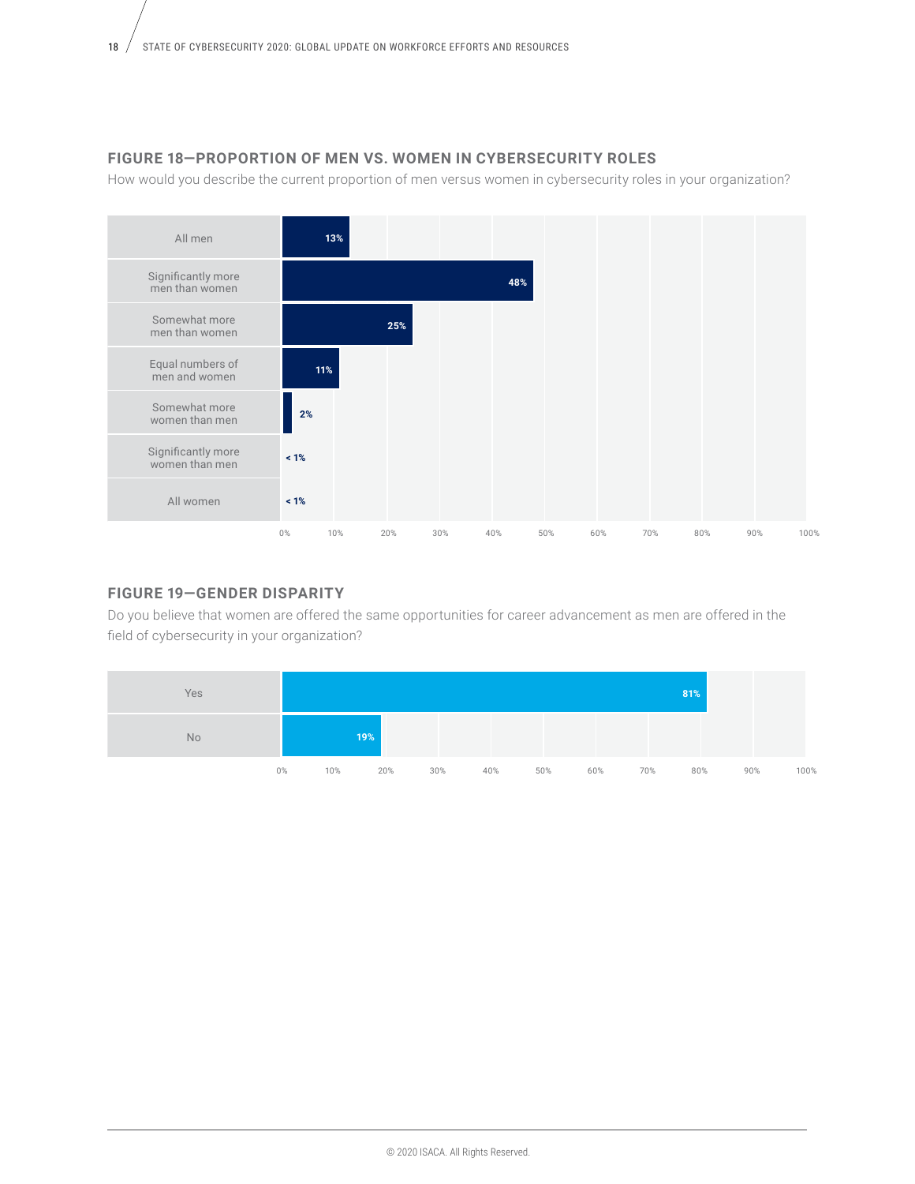## FIGURE 18—PROPORTION OF MEN VS. WOMEN IN CYBERSECURITY ROLES

How would you describe the current proportion of men versus women in cybersecurity roles in your organization?

| Response | Percentage |
| --- | --- |
| All men | 13% |
| Significantly more men than women | 48% |
| Somewhat more men than women | 25% |
| Equal numbers of men and women | 11% |
| Somewhat more women than men | 2% |
| Significantly more women than men | < 1% |
| All women | < 1% |

## FIGURE 19—GENDER DISPARITY

Do you believe that women are offered the same opportunities for career advancement as men are offered in the field of cybersecurity in your organization?

| Response | Percentage |
| --- | --- |
| Yes | 81% |
| No | 19% |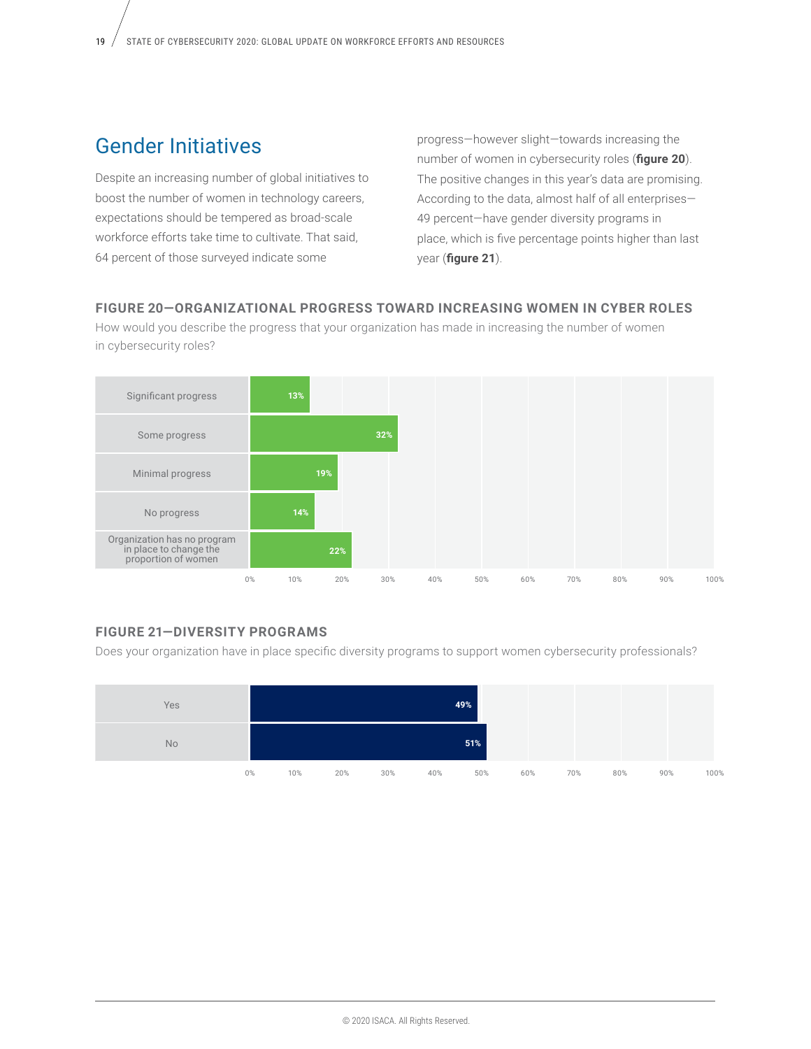## Gender Initiatives

Despite an increasing number of global initiatives to boost the number of women in technology careers, expectations should be tempered as broad-scale workforce efforts take time to cultivate. That said, 64 percent of those surveyed indicate some progress—however slight—towards increasing the number of women in cybersecurity roles (**figure 20**). The positive changes in this year's data are promising. According to the data, almost half of all enterprises—49 percent—have gender diversity programs in place, which is five percentage points higher than last year (**figure 21**).

**FIGURE 20—ORGANIZATIONAL PROGRESS TOWARD INCREASING WOMEN IN CYBER ROLES**

How would you describe the progress that your organization has made in increasing the number of women in cybersecurity roles?

| Response | Percentage |
| --- | --- |
| Significant progress | 13% |
| Some progress | 32% |
| Minimal progress | 19% |
| No progress | 14% |
| Organization has no program in place to change the proportion of women | 22% |

**FIGURE 21—DIVERSITY PROGRAMS**

Does your organization have in place specific diversity programs to support women cybersecurity professionals?

| Response | Percentage |
| --- | --- |
| Yes | 49% |
| No | 51% |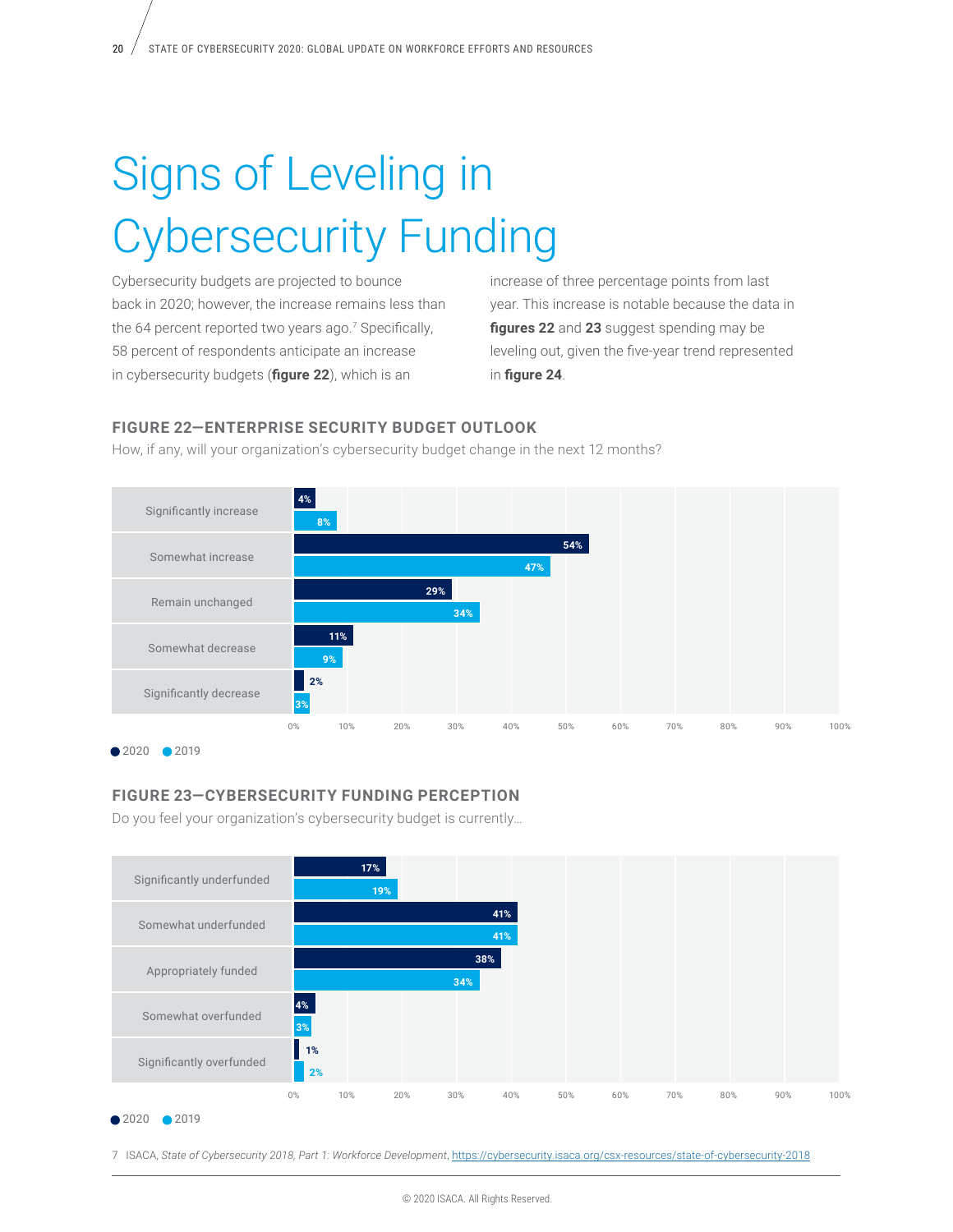# Signs of Leveling in Cybersecurity Funding

Cybersecurity budgets are projected to bounce back in 2020; however, the increase remains less than the 64 percent reported two years ago.[7] Specifically, 58 percent of respondents anticipate an increase in cybersecurity budgets (**figure 22**), which is an increase of three percentage points from last year. This increase is notable because the data in **figures 22** and **23** suggest spending may be leveling out, given the five-year trend represented in **figure 24**.

### FIGURE 22—ENTERPRISE SECURITY BUDGET OUTLOOK

How, if any, will your organization's cybersecurity budget change in the next 12 months?

| | 2020 | 2019 |
|---|---|---|
| Significantly increase | 4% | 8% |
| Somewhat increase | 54% | 47% |
| Remain unchanged | 29% | 34% |
| Somewhat decrease | 11% | 9% |
| Significantly decrease | 2% | 3% |

### FIGURE 23—CYBERSECURITY FUNDING PERCEPTION

Do you feel your organization's cybersecurity budget is currently…

| | 2020 | 2019 |
|---|---|---|
| Significantly underfunded | 17% | 19% |
| Somewhat underfunded | 41% | 41% |
| Appropriately funded | 38% | 34% |
| Somewhat overfunded | 4% | 3% |
| Significantly overfunded | 1% | 2% |

7 ISACA, *State of Cybersecurity 2018, Part 1: Workforce Development*, https://cybersecurity.isaca.org/csx-resources/state-of-cybersecurity-2018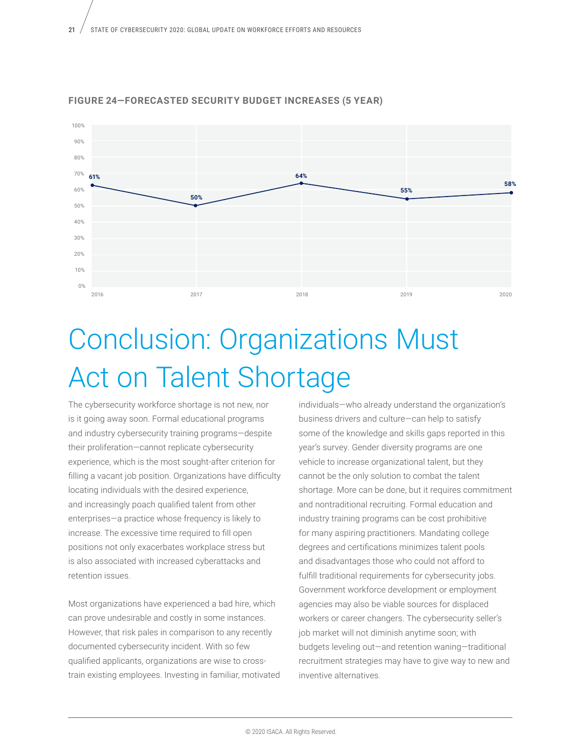**FIGURE 24—FORECASTED SECURITY BUDGET INCREASES (5 YEAR)**

| Year | Percentage |
| --- | --- |
| 2016 | 61% |
| 2017 | 50% |
| 2018 | 64% |
| 2019 | 55% |
| 2020 | 58% |

# Conclusion: Organizations Must Act on Talent Shortage

The cybersecurity workforce shortage is not new, nor is it going away soon. Formal educational programs and industry cybersecurity training programs—despite their proliferation—cannot replicate cybersecurity experience, which is the most sought-after criterion for filling a vacant job position. Organizations have difficulty locating individuals with the desired experience, and increasingly poach qualified talent from other enterprises—a practice whose frequency is likely to increase. The excessive time required to fill open positions not only exacerbates workplace stress but is also associated with increased cyberattacks and retention issues.

Most organizations have experienced a bad hire, which can prove undesirable and costly in some instances. However, that risk pales in comparison to any recently documented cybersecurity incident. With so few qualified applicants, organizations are wise to cross-train existing employees. Investing in familiar, motivated individuals—who already understand the organization's business drivers and culture—can help to satisfy some of the knowledge and skills gaps reported in this year's survey. Gender diversity programs are one vehicle to increase organizational talent, but they cannot be the only solution to combat the talent shortage. More can be done, but it requires commitment and nontraditional recruiting. Formal education and industry training programs can be cost prohibitive for many aspiring practitioners. Mandating college degrees and certifications minimizes talent pools and disadvantages those who could not afford to fulfill traditional requirements for cybersecurity jobs. Government workforce development or employment agencies may also be viable sources for displaced workers or career changers. The cybersecurity seller's job market will not diminish anytime soon; with budgets leveling out—and retention waning—traditional recruitment strategies may have to give way to new and inventive alternatives.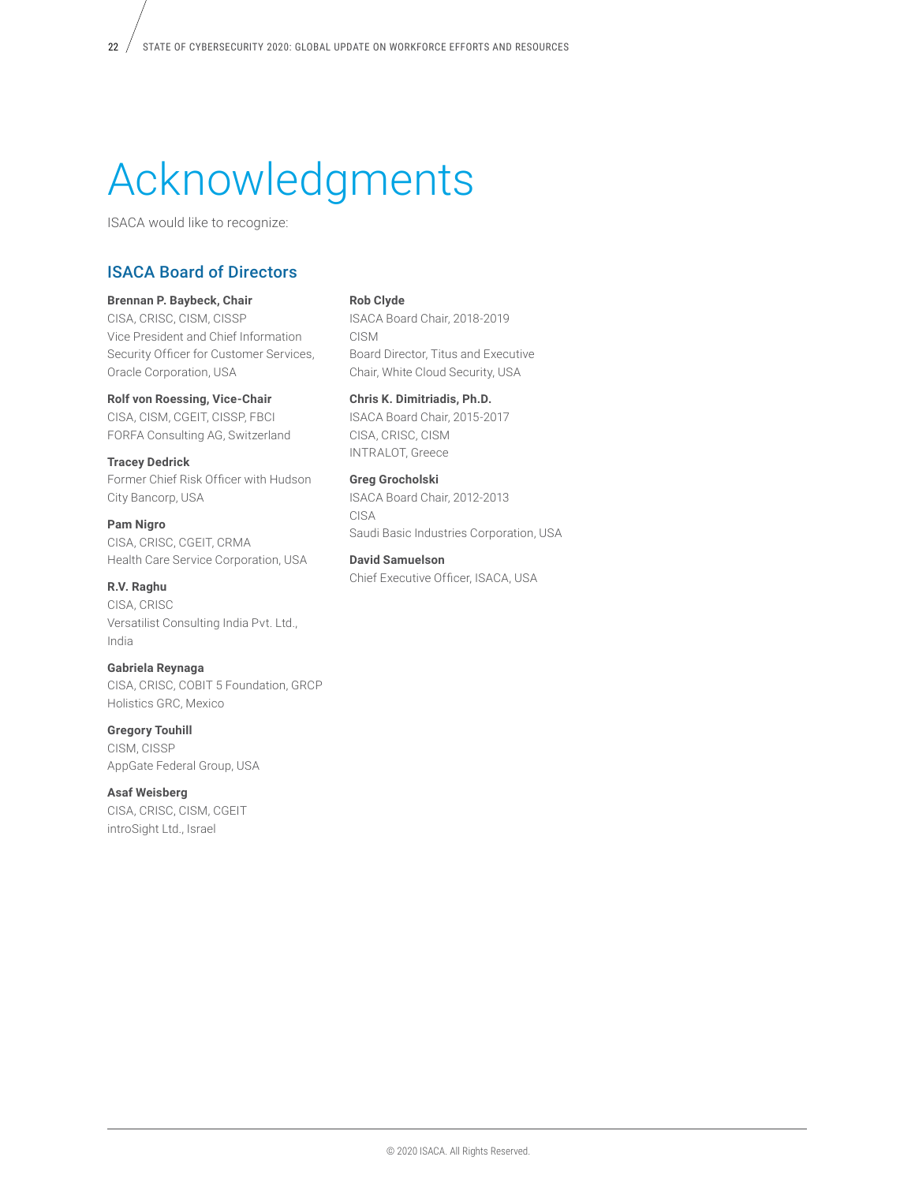# Acknowledgments

ISACA would like to recognize:

## ISACA Board of Directors

**Brennan P. Baybeck, Chair**
CISA, CRISC, CISM, CISSP
Vice President and Chief Information Security Officer for Customer Services, Oracle Corporation, USA

**Rolf von Roessing, Vice-Chair**
CISA, CISM, CGEIT, CISSP, FBCI
FORFA Consulting AG, Switzerland

**Tracey Dedrick**
Former Chief Risk Officer with Hudson City Bancorp, USA

**Pam Nigro**
CISA, CRISC, CGEIT, CRMA
Health Care Service Corporation, USA

**R.V. Raghu**
CISA, CRISC
Versatilist Consulting India Pvt. Ltd., India

**Gabriela Reynaga**
CISA, CRISC, COBIT 5 Foundation, GRCP
Holistics GRC, Mexico

**Gregory Touhill**
CISM, CISSP
AppGate Federal Group, USA

**Asaf Weisberg**
CISA, CRISC, CISM, CGEIT
introSight Ltd., Israel

**Rob Clyde**
ISACA Board Chair, 2018-2019
CISM
Board Director, Titus and Executive Chair, White Cloud Security, USA

**Chris K. Dimitriadis, Ph.D.**
ISACA Board Chair, 2015-2017
CISA, CRISC, CISM
INTRALOT, Greece

**Greg Grocholski**
ISACA Board Chair, 2012-2013
CISA
Saudi Basic Industries Corporation, USA

**David Samuelson**
Chief Executive Officer, ISACA, USA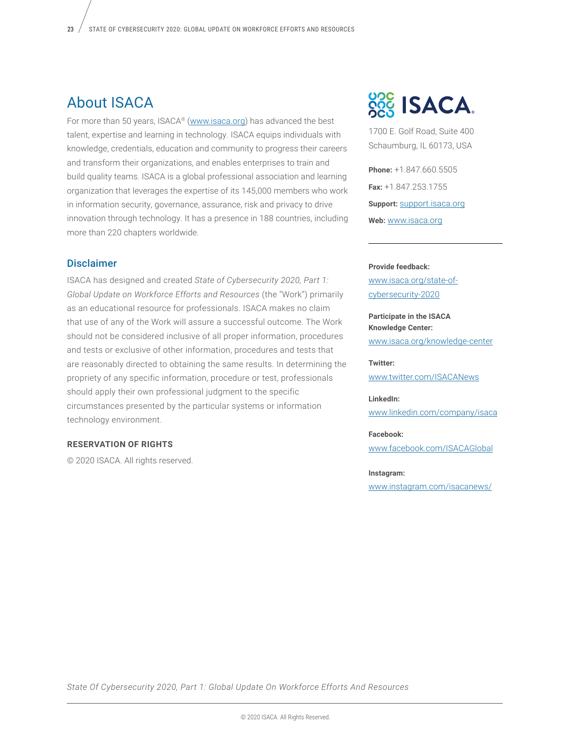# About ISACA

For more than 50 years, ISACA® (www.isaca.org) has advanced the best talent, expertise and learning in technology. ISACA equips individuals with knowledge, credentials, education and community to progress their careers and transform their organizations, and enables enterprises to train and build quality teams. ISACA is a global professional association and learning organization that leverages the expertise of its 145,000 members who work in information security, governance, assurance, risk and privacy to drive innovation through technology. It has a presence in 188 countries, including more than 220 chapters worldwide.

## Disclaimer

ISACA has designed and created *State of Cybersecurity 2020, Part 1: Global Update on Workforce Efforts and Resources* (the "Work") primarily as an educational resource for professionals. ISACA makes no claim that use of any of the Work will assure a successful outcome. The Work should not be considered inclusive of all proper information, procedures and tests or exclusive of other information, procedures and tests that are reasonably directed to obtaining the same results. In determining the propriety of any specific information, procedure or test, professionals should apply their own professional judgment to the specific circumstances presented by the particular systems or information technology environment.

### RESERVATION OF RIGHTS

© 2020 ISACA. All rights reserved.

ISACA

1700 E. Golf Road, Suite 400
Schaumburg, IL 60173, USA

**Phone:** +1.847.660.5505

**Fax:** +1.847.253.1755

**Support:** support.isaca.org

**Web:** www.isaca.org

**Provide feedback:**
www.isaca.org/state-of-cybersecurity-2020

**Participate in the ISACA Knowledge Center:**
www.isaca.org/knowledge-center

**Twitter:**
www.twitter.com/ISACANews

**LinkedIn:**
www.linkedin.com/company/isaca

**Facebook:**
www.facebook.com/ISACAGlobal

**Instagram:**
www.instagram.com/isacanews/